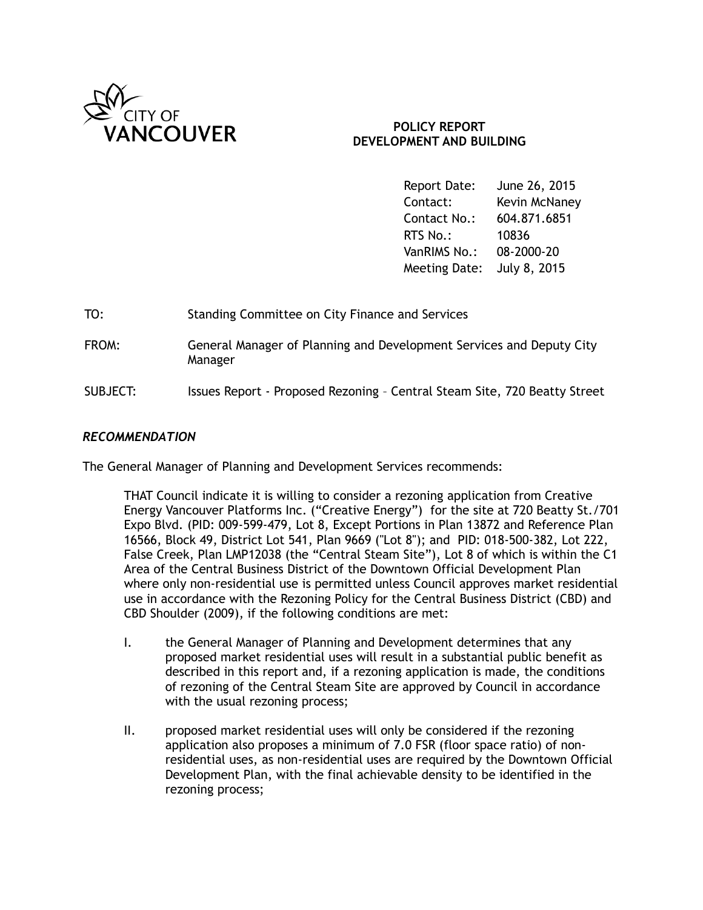CITY OF VANCOUVER

**POLICY REPORT**
**DEVELOPMENT AND BUILDING**

| | |
|---|---|
| Report Date: | June 26, 2015 |
| Contact: | Kevin McNaney |
| Contact No.: | 604.871.6851 |
| RTS No.: | 10836 |
| VanRIMS No.: | 08-2000-20 |
| Meeting Date: | July 8, 2015 |

TO: Standing Committee on City Finance and Services

FROM: General Manager of Planning and Development Services and Deputy City Manager

SUBJECT: Issues Report - Proposed Rezoning – Central Steam Site, 720 Beatty Street

### *RECOMMENDATION*

The General Manager of Planning and Development Services recommends:

THAT Council indicate it is willing to consider a rezoning application from Creative Energy Vancouver Platforms Inc. ("Creative Energy") for the site at 720 Beatty St./701 Expo Blvd. (PID: 009-599-479, Lot 8, Except Portions in Plan 13872 and Reference Plan 16566, Block 49, District Lot 541, Plan 9669 ("Lot 8"); and PID: 018-500-382, Lot 222, False Creek, Plan LMP12038 (the "Central Steam Site"), Lot 8 of which is within the C1 Area of the Central Business District of the Downtown Official Development Plan where only non-residential use is permitted unless Council approves market residential use in accordance with the Rezoning Policy for the Central Business District (CBD) and CBD Shoulder (2009), if the following conditions are met:

I. the General Manager of Planning and Development determines that any proposed market residential uses will result in a substantial public benefit as described in this report and, if a rezoning application is made, the conditions of rezoning of the Central Steam Site are approved by Council in accordance with the usual rezoning process;

II. proposed market residential uses will only be considered if the rezoning application also proposes a minimum of 7.0 FSR (floor space ratio) of non-residential uses, as non-residential uses are required by the Downtown Official Development Plan, with the final achievable density to be identified in the rezoning process;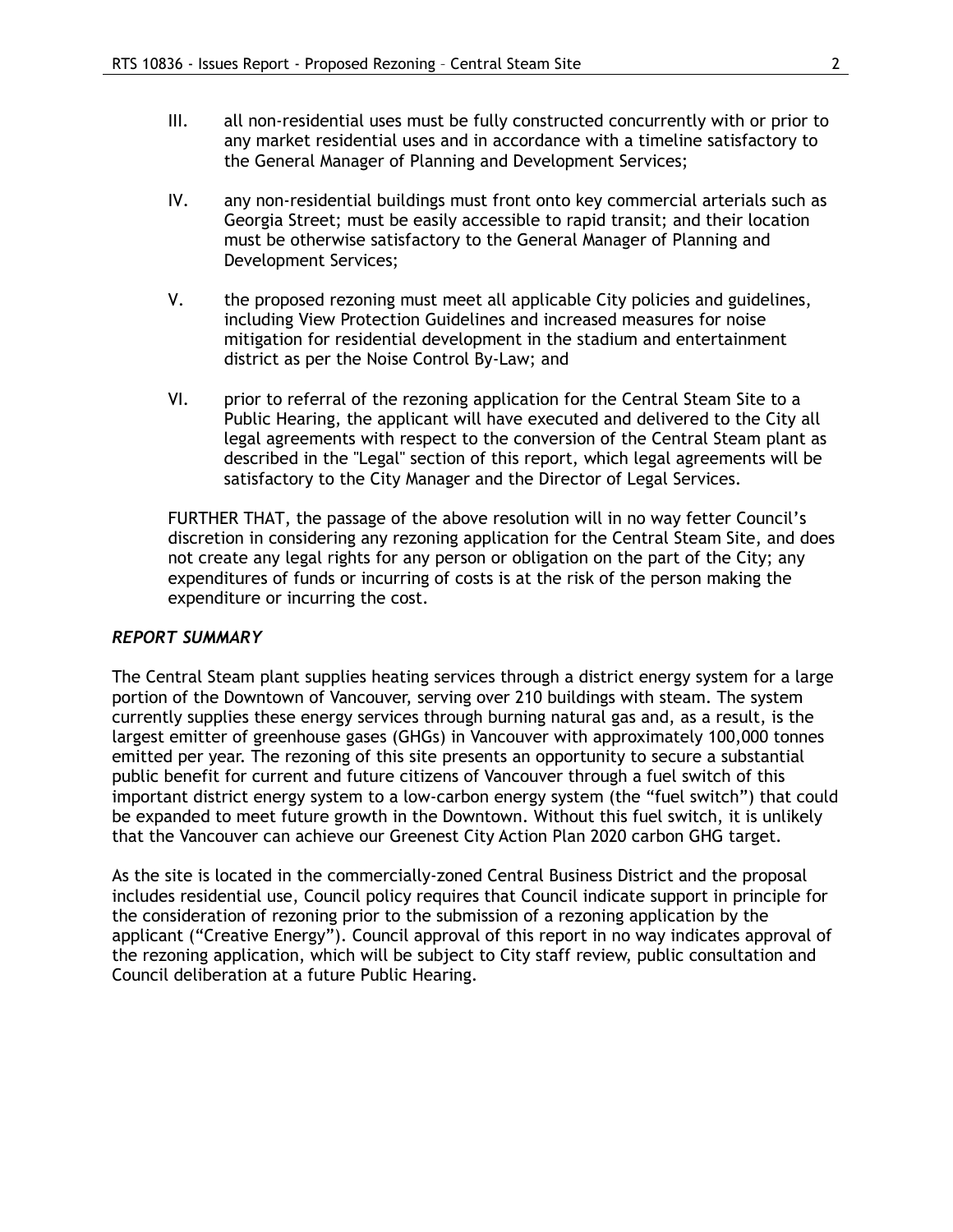III. all non-residential uses must be fully constructed concurrently with or prior to any market residential uses and in accordance with a timeline satisfactory to the General Manager of Planning and Development Services;

IV. any non-residential buildings must front onto key commercial arterials such as Georgia Street; must be easily accessible to rapid transit; and their location must be otherwise satisfactory to the General Manager of Planning and Development Services;

V. the proposed rezoning must meet all applicable City policies and guidelines, including View Protection Guidelines and increased measures for noise mitigation for residential development in the stadium and entertainment district as per the Noise Control By-Law; and

VI. prior to referral of the rezoning application for the Central Steam Site to a Public Hearing, the applicant will have executed and delivered to the City all legal agreements with respect to the conversion of the Central Steam plant as described in the "Legal" section of this report, which legal agreements will be satisfactory to the City Manager and the Director of Legal Services.

FURTHER THAT, the passage of the above resolution will in no way fetter Council's discretion in considering any rezoning application for the Central Steam Site, and does not create any legal rights for any person or obligation on the part of the City; any expenditures of funds or incurring of costs is at the risk of the person making the expenditure or incurring the cost.

### *REPORT SUMMARY*

The Central Steam plant supplies heating services through a district energy system for a large portion of the Downtown of Vancouver, serving over 210 buildings with steam. The system currently supplies these energy services through burning natural gas and, as a result, is the largest emitter of greenhouse gases (GHGs) in Vancouver with approximately 100,000 tonnes emitted per year. The rezoning of this site presents an opportunity to secure a substantial public benefit for current and future citizens of Vancouver through a fuel switch of this important district energy system to a low-carbon energy system (the "fuel switch") that could be expanded to meet future growth in the Downtown. Without this fuel switch, it is unlikely that the Vancouver can achieve our Greenest City Action Plan 2020 carbon GHG target.

As the site is located in the commercially-zoned Central Business District and the proposal includes residential use, Council policy requires that Council indicate support in principle for the consideration of rezoning prior to the submission of a rezoning application by the applicant ("Creative Energy"). Council approval of this report in no way indicates approval of the rezoning application, which will be subject to City staff review, public consultation and Council deliberation at a future Public Hearing.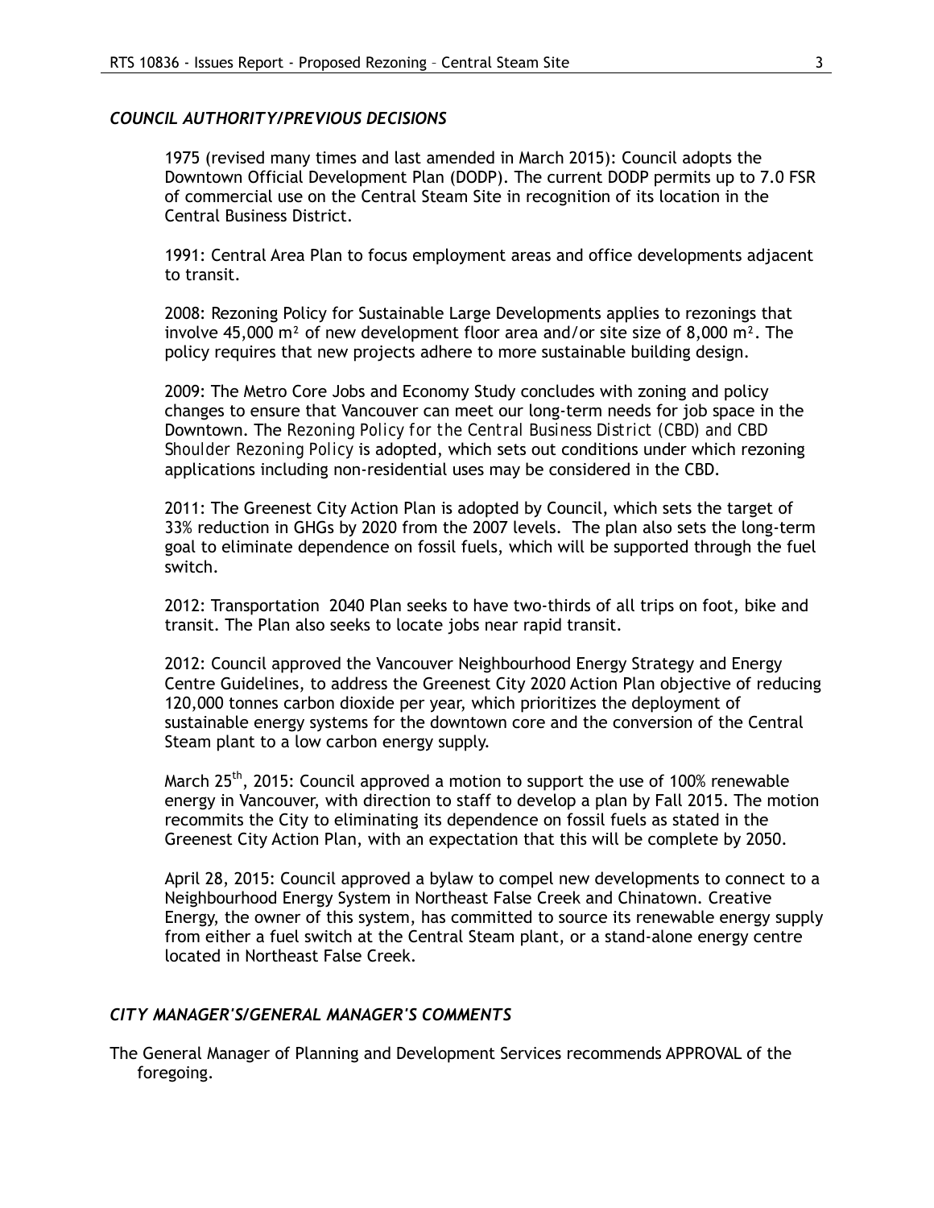### *COUNCIL AUTHORITY/PREVIOUS DECISIONS*

1975 (revised many times and last amended in March 2015): Council adopts the Downtown Official Development Plan (DODP). The current DODP permits up to 7.0 FSR of commercial use on the Central Steam Site in recognition of its location in the Central Business District.

1991: Central Area Plan to focus employment areas and office developments adjacent to transit.

2008: Rezoning Policy for Sustainable Large Developments applies to rezonings that involve 45,000 $m^2$ of new development floor area and/or site size of 8,000 $m^2$. The policy requires that new projects adhere to more sustainable building design.

2009: The Metro Core Jobs and Economy Study concludes with zoning and policy changes to ensure that Vancouver can meet our long-term needs for job space in the Downtown. The *Rezoning Policy for the Central Business District (CBD) and CBD Shoulder Rezoning Policy* is adopted, which sets out conditions under which rezoning applications including non-residential uses may be considered in the CBD.

2011: The Greenest City Action Plan is adopted by Council, which sets the target of 33% reduction in GHGs by 2020 from the 2007 levels. The plan also sets the long-term goal to eliminate dependence on fossil fuels, which will be supported through the fuel switch.

2012: Transportation 2040 Plan seeks to have two-thirds of all trips on foot, bike and transit. The Plan also seeks to locate jobs near rapid transit.

2012: Council approved the Vancouver Neighbourhood Energy Strategy and Energy Centre Guidelines, to address the Greenest City 2020 Action Plan objective of reducing 120,000 tonnes carbon dioxide per year, which prioritizes the deployment of sustainable energy systems for the downtown core and the conversion of the Central Steam plant to a low carbon energy supply.

March 25th, 2015: Council approved a motion to support the use of 100% renewable energy in Vancouver, with direction to staff to develop a plan by Fall 2015. The motion recommits the City to eliminating its dependence on fossil fuels as stated in the Greenest City Action Plan, with an expectation that this will be complete by 2050.

April 28, 2015: Council approved a bylaw to compel new developments to connect to a Neighbourhood Energy System in Northeast False Creek and Chinatown. Creative Energy, the owner of this system, has committed to source its renewable energy supply from either a fuel switch at the Central Steam plant, or a stand-alone energy centre located in Northeast False Creek.

### *CITY MANAGER'S/GENERAL MANAGER'S COMMENTS*

The General Manager of Planning and Development Services recommends APPROVAL of the foregoing.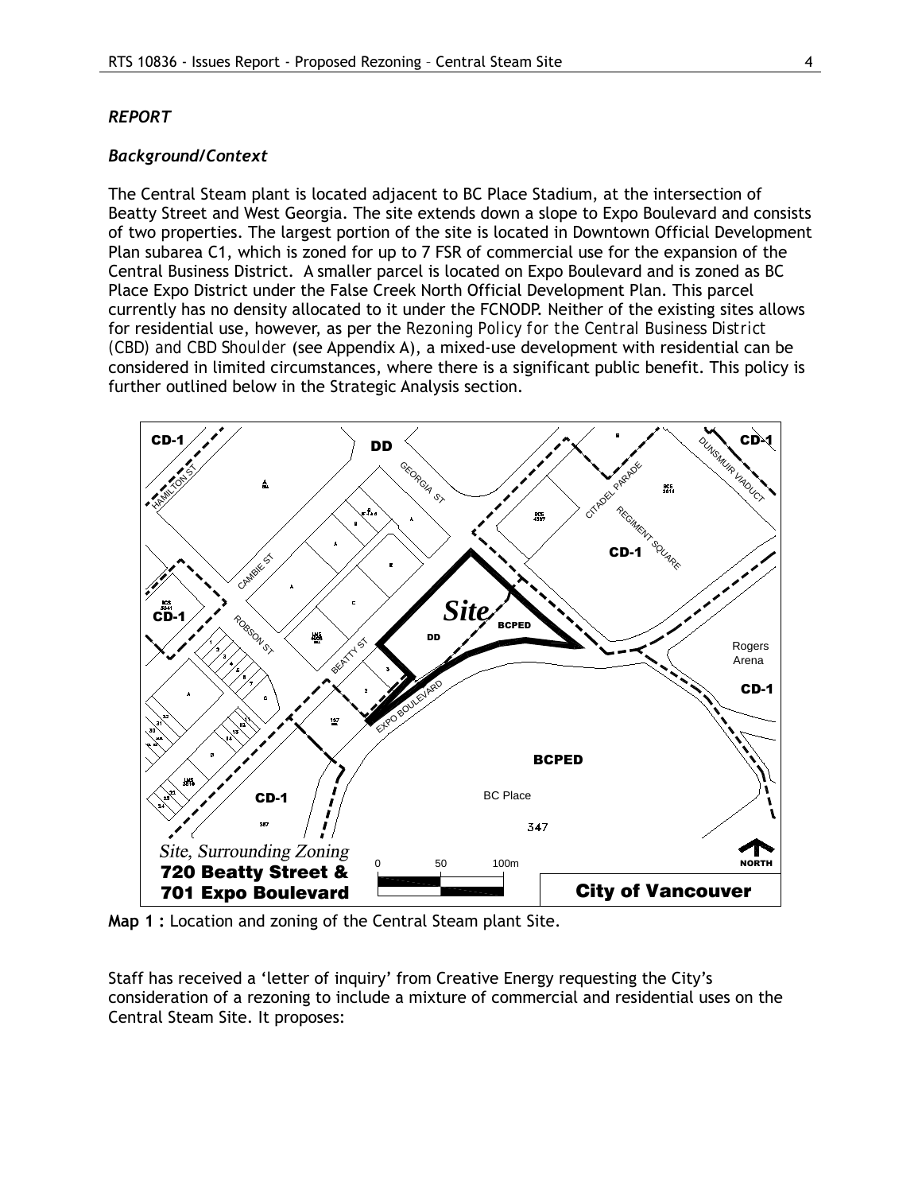*REPORT*

*Background/Context*

The Central Steam plant is located adjacent to BC Place Stadium, at the intersection of Beatty Street and West Georgia. The site extends down a slope to Expo Boulevard and consists of two properties. The largest portion of the site is located in Downtown Official Development Plan subarea C1, which is zoned for up to 7 FSR of commercial use for the expansion of the Central Business District. A smaller parcel is located on Expo Boulevard and is zoned as BC Place Expo District under the False Creek North Official Development Plan. This parcel currently has no density allocated to it under the FCNODP. Neither of the existing sites allows for residential use, however, as per the *Rezoning Policy for the Central Business District (CBD) and CBD Shoulder* (see Appendix A), a mixed-use development with residential can be considered in limited circumstances, where there is a significant public benefit. This policy is further outlined below in the Strategic Analysis section.

**Map 1 :** Location and zoning of the Central Steam plant Site.

Staff has received a 'letter of inquiry' from Creative Energy requesting the City's consideration of a rezoning to include a mixture of commercial and residential uses on the Central Steam Site. It proposes: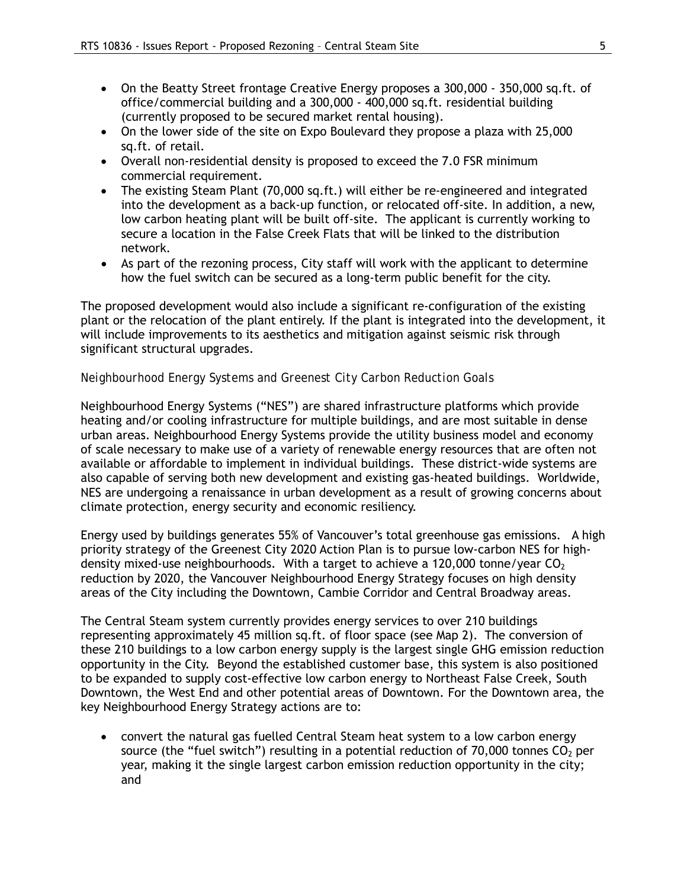- On the Beatty Street frontage Creative Energy proposes a 300,000 - 350,000 sq.ft. of office/commercial building and a 300,000 - 400,000 sq.ft. residential building (currently proposed to be secured market rental housing).
- On the lower side of the site on Expo Boulevard they propose a plaza with 25,000 sq.ft. of retail.
- Overall non-residential density is proposed to exceed the 7.0 FSR minimum commercial requirement.
- The existing Steam Plant (70,000 sq.ft.) will either be re-engineered and integrated into the development as a back-up function, or relocated off-site. In addition, a new, low carbon heating plant will be built off-site. The applicant is currently working to secure a location in the False Creek Flats that will be linked to the distribution network.
- As part of the rezoning process, City staff will work with the applicant to determine how the fuel switch can be secured as a long-term public benefit for the city.

The proposed development would also include a significant re-configuration of the existing plant or the relocation of the plant entirely. If the plant is integrated into the development, it will include improvements to its aesthetics and mitigation against seismic risk through significant structural upgrades.

*Neighbourhood Energy Systems and Greenest City Carbon Reduction Goals*

Neighbourhood Energy Systems ("NES") are shared infrastructure platforms which provide heating and/or cooling infrastructure for multiple buildings, and are most suitable in dense urban areas. Neighbourhood Energy Systems provide the utility business model and economy of scale necessary to make use of a variety of renewable energy resources that are often not available or affordable to implement in individual buildings. These district-wide systems are also capable of serving both new development and existing gas-heated buildings. Worldwide, NES are undergoing a renaissance in urban development as a result of growing concerns about climate protection, energy security and economic resiliency.

Energy used by buildings generates 55% of Vancouver's total greenhouse gas emissions. A high priority strategy of the Greenest City 2020 Action Plan is to pursue low-carbon NES for high-density mixed-use neighbourhoods. With a target to achieve a 120,000 tonne/year $CO_2$ reduction by 2020, the Vancouver Neighbourhood Energy Strategy focuses on high density areas of the City including the Downtown, Cambie Corridor and Central Broadway areas.

The Central Steam system currently provides energy services to over 210 buildings representing approximately 45 million sq.ft. of floor space (see Map 2). The conversion of these 210 buildings to a low carbon energy supply is the largest single GHG emission reduction opportunity in the City. Beyond the established customer base, this system is also positioned to be expanded to supply cost-effective low carbon energy to Northeast False Creek, South Downtown, the West End and other potential areas of Downtown. For the Downtown area, the key Neighbourhood Energy Strategy actions are to:

- convert the natural gas fuelled Central Steam heat system to a low carbon energy source (the "fuel switch") resulting in a potential reduction of 70,000 tonnes $CO_2$ per year, making it the single largest carbon emission reduction opportunity in the city; and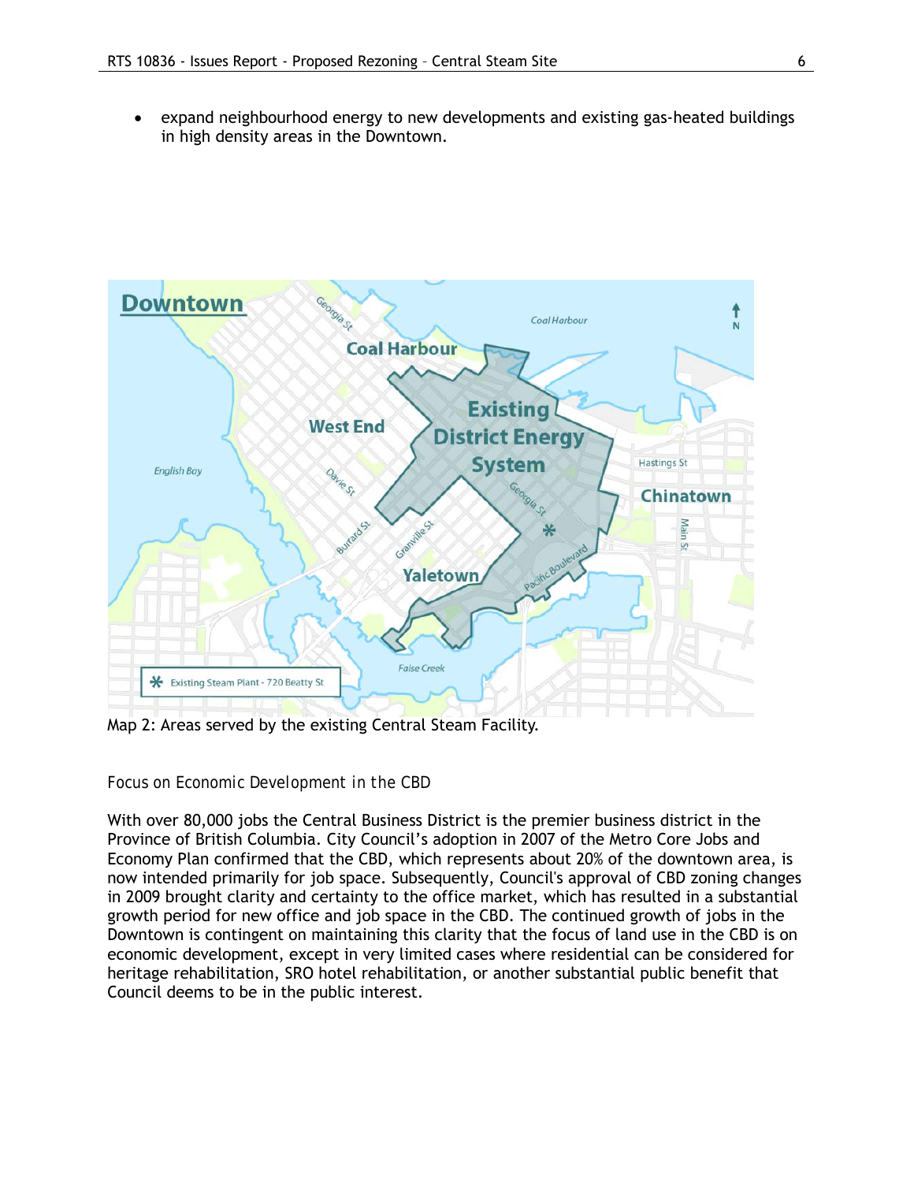- expand neighbourhood energy to new developments and existing gas-heated buildings in high density areas in the Downtown.

Map 2: Areas served by the existing Central Steam Facility.

*Focus on Economic Development in the CBD*

With over 80,000 jobs the Central Business District is the premier business district in the Province of British Columbia. City Council's adoption in 2007 of the Metro Core Jobs and Economy Plan confirmed that the CBD, which represents about 20% of the downtown area, is now intended primarily for job space. Subsequently, Council's approval of CBD zoning changes in 2009 brought clarity and certainty to the office market, which has resulted in a substantial growth period for new office and job space in the CBD. The continued growth of jobs in the Downtown is contingent on maintaining this clarity that the focus of land use in the CBD is on economic development, except in very limited cases where residential can be considered for heritage rehabilitation, SRO hotel rehabilitation, or another substantial public benefit that Council deems to be in the public interest.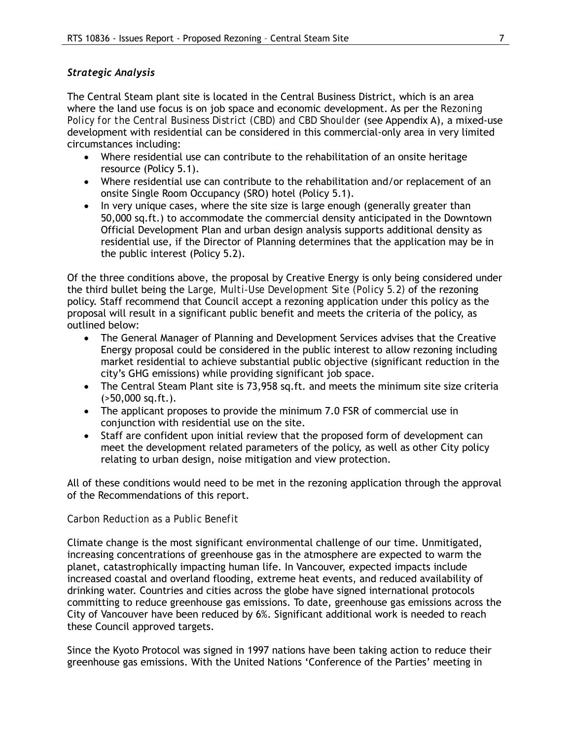### *Strategic Analysis*

The Central Steam plant site is located in the Central Business District, which is an area where the land use focus is on job space and economic development. As per the *Rezoning Policy for the Central Business District (CBD) and CBD Shoulder* (see Appendix A), a mixed-use development with residential can be considered in this commercial-only area in very limited circumstances including:

- Where residential use can contribute to the rehabilitation of an onsite heritage resource (Policy 5.1).
- Where residential use can contribute to the rehabilitation and/or replacement of an onsite Single Room Occupancy (SRO) hotel (Policy 5.1).
- In very unique cases, where the site size is large enough (generally greater than 50,000 sq.ft.) to accommodate the commercial density anticipated in the Downtown Official Development Plan and urban design analysis supports additional density as residential use, if the Director of Planning determines that the application may be in the public interest (Policy 5.2).

Of the three conditions above, the proposal by Creative Energy is only being considered under the third bullet being the *Large, Multi-Use Development Site (Policy 5.2)* of the rezoning policy. Staff recommend that Council accept a rezoning application under this policy as the proposal will result in a significant public benefit and meets the criteria of the policy, as outlined below:

- The General Manager of Planning and Development Services advises that the Creative Energy proposal could be considered in the public interest to allow rezoning including market residential to achieve substantial public objective (significant reduction in the city's GHG emissions) while providing significant job space.
- The Central Steam Plant site is 73,958 sq.ft. and meets the minimum site size criteria (>50,000 sq.ft.).
- The applicant proposes to provide the minimum 7.0 FSR of commercial use in conjunction with residential use on the site.
- Staff are confident upon initial review that the proposed form of development can meet the development related parameters of the policy, as well as other City policy relating to urban design, noise mitigation and view protection.

All of these conditions would need to be met in the rezoning application through the approval of the Recommendations of this report.

*Carbon Reduction as a Public Benefit*

Climate change is the most significant environmental challenge of our time. Unmitigated, increasing concentrations of greenhouse gas in the atmosphere are expected to warm the planet, catastrophically impacting human life. In Vancouver, expected impacts include increased coastal and overland flooding, extreme heat events, and reduced availability of drinking water. Countries and cities across the globe have signed international protocols committing to reduce greenhouse gas emissions. To date, greenhouse gas emissions across the City of Vancouver have been reduced by 6%. Significant additional work is needed to reach these Council approved targets.

Since the Kyoto Protocol was signed in 1997 nations have been taking action to reduce their greenhouse gas emissions. With the United Nations 'Conference of the Parties' meeting in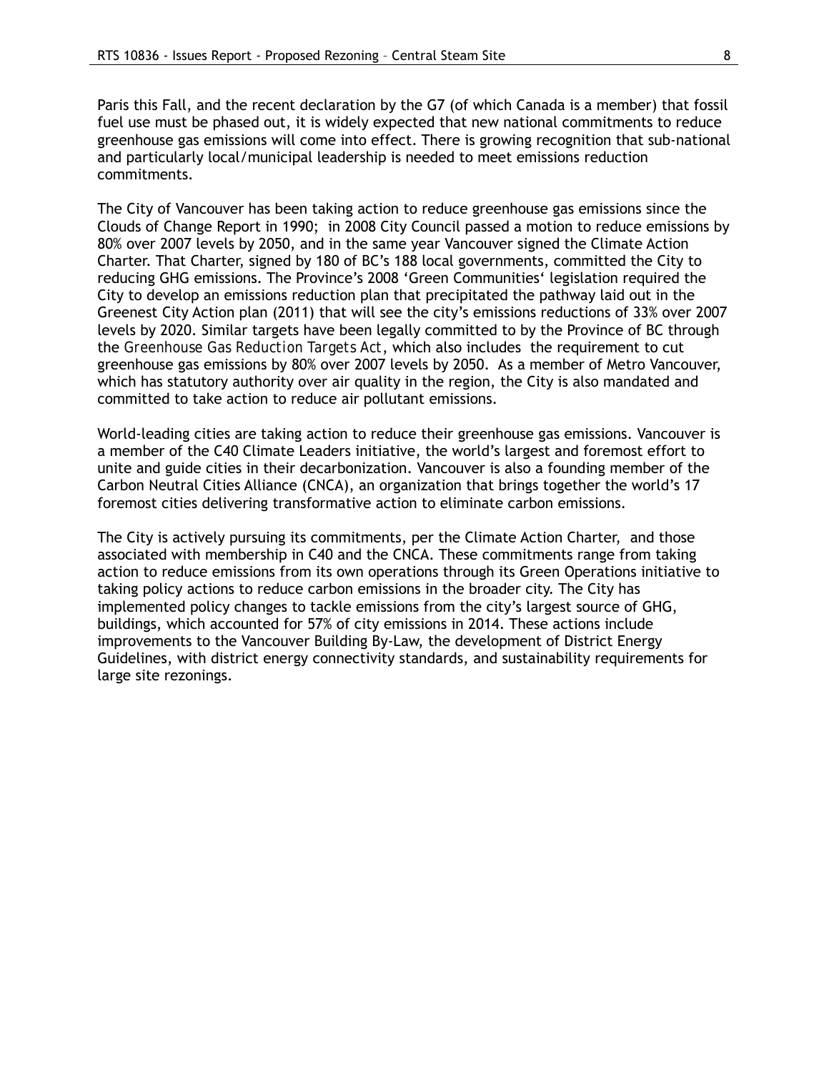Paris this Fall, and the recent declaration by the G7 (of which Canada is a member) that fossil fuel use must be phased out, it is widely expected that new national commitments to reduce greenhouse gas emissions will come into effect. There is growing recognition that sub-national and particularly local/municipal leadership is needed to meet emissions reduction commitments.

The City of Vancouver has been taking action to reduce greenhouse gas emissions since the Clouds of Change Report in 1990; in 2008 City Council passed a motion to reduce emissions by 80% over 2007 levels by 2050, and in the same year Vancouver signed the Climate Action Charter. That Charter, signed by 180 of BC's 188 local governments, committed the City to reducing GHG emissions. The Province's 2008 'Green Communities' legislation required the City to develop an emissions reduction plan that precipitated the pathway laid out in the Greenest City Action plan (2011) that will see the city's emissions reductions of 33% over 2007 levels by 2020. Similar targets have been legally committed to by the Province of BC through the *Greenhouse Gas Reduction Targets Act*, which also includes the requirement to cut greenhouse gas emissions by 80% over 2007 levels by 2050. As a member of Metro Vancouver, which has statutory authority over air quality in the region, the City is also mandated and committed to take action to reduce air pollutant emissions.

World-leading cities are taking action to reduce their greenhouse gas emissions. Vancouver is a member of the C40 Climate Leaders initiative, the world's largest and foremost effort to unite and guide cities in their decarbonization. Vancouver is also a founding member of the Carbon Neutral Cities Alliance (CNCA), an organization that brings together the world's 17 foremost cities delivering transformative action to eliminate carbon emissions.

The City is actively pursuing its commitments, per the Climate Action Charter, and those associated with membership in C40 and the CNCA. These commitments range from taking action to reduce emissions from its own operations through its Green Operations initiative to taking policy actions to reduce carbon emissions in the broader city. The City has implemented policy changes to tackle emissions from the city's largest source of GHG, buildings, which accounted for 57% of city emissions in 2014. These actions include improvements to the Vancouver Building By-Law, the development of District Energy Guidelines, with district energy connectivity standards, and sustainability requirements for large site rezonings.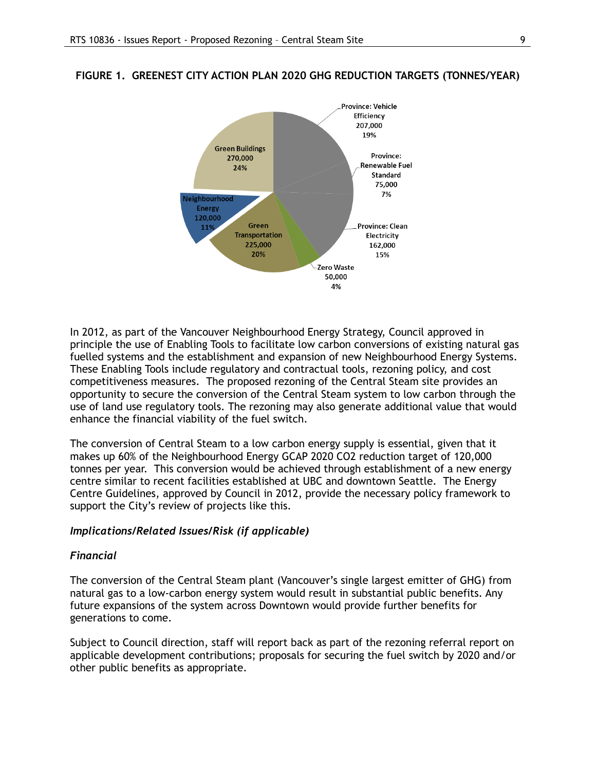**FIGURE 1. GREENEST CITY ACTION PLAN 2020 GHG REDUCTION TARGETS (TONNES/YEAR)**

Province: Vehicle Efficiency 207,000 19%

Province: Renewable Fuel Standard 75,000 7%

Province: Clean Electricity 162,000 15%

Zero Waste 50,000 4%

Green Transportation 225,000 20%

Neighbourhood Energy 120,000 11%

Green Buildings 270,000 24%

In 2012, as part of the Vancouver Neighbourhood Energy Strategy, Council approved in principle the use of Enabling Tools to facilitate low carbon conversions of existing natural gas fuelled systems and the establishment and expansion of new Neighbourhood Energy Systems. These Enabling Tools include regulatory and contractual tools, rezoning policy, and cost competitiveness measures. The proposed rezoning of the Central Steam site provides an opportunity to secure the conversion of the Central Steam system to low carbon through the use of land use regulatory tools. The rezoning may also generate additional value that would enhance the financial viability of the fuel switch.

The conversion of Central Steam to a low carbon energy supply is essential, given that it makes up 60% of the Neighbourhood Energy GCAP 2020 $CO_2$ reduction target of 120,000 tonnes per year. This conversion would be achieved through establishment of a new energy centre similar to recent facilities established at UBC and downtown Seattle. The Energy Centre Guidelines, approved by Council in 2012, provide the necessary policy framework to support the City's review of projects like this.

*Implications/Related Issues/Risk (if applicable)*

*Financial*

The conversion of the Central Steam plant (Vancouver's single largest emitter of GHG) from natural gas to a low-carbon energy system would result in substantial public benefits. Any future expansions of the system across Downtown would provide further benefits for generations to come.

Subject to Council direction, staff will report back as part of the rezoning referral report on applicable development contributions; proposals for securing the fuel switch by 2020 and/or other public benefits as appropriate.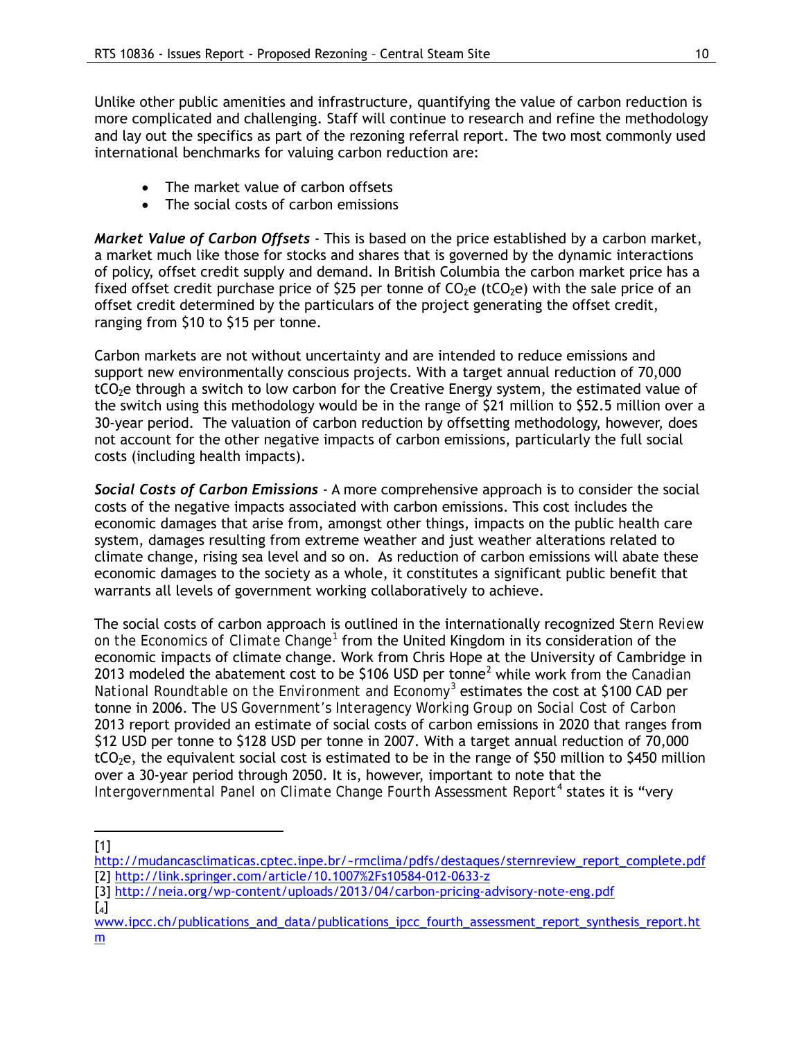Unlike other public amenities and infrastructure, quantifying the value of carbon reduction is more complicated and challenging. Staff will continue to research and refine the methodology and lay out the specifics as part of the rezoning referral report. The two most commonly used international benchmarks for valuing carbon reduction are:

- The market value of carbon offsets
- The social costs of carbon emissions

***Market Value of Carbon Offsets*** - This is based on the price established by a carbon market, a market much like those for stocks and shares that is governed by the dynamic interactions of policy, offset credit supply and demand. In British Columbia the carbon market price has a fixed offset credit purchase price of $25 per tonne of $CO_2e$ ($tCO_2e$) with the sale price of an offset credit determined by the particulars of the project generating the offset credit, ranging from $10 to $15 per tonne.

Carbon markets are not without uncertainty and are intended to reduce emissions and support new environmentally conscious projects. With a target annual reduction of 70,000 $tCO_2e$ through a switch to low carbon for the Creative Energy system, the estimated value of the switch using this methodology would be in the range of $21 million to $52.5 million over a 30-year period. The valuation of carbon reduction by offsetting methodology, however, does not account for the other negative impacts of carbon emissions, particularly the full social costs (including health impacts).

***Social Costs of Carbon Emissions*** - A more comprehensive approach is to consider the social costs of the negative impacts associated with carbon emissions. This cost includes the economic damages that arise from, amongst other things, impacts on the public health care system, damages resulting from extreme weather and just weather alterations related to climate change, rising sea level and so on. As reduction of carbon emissions will abate these economic damages to the society as a whole, it constitutes a significant public benefit that warrants all levels of government working collaboratively to achieve.

The social costs of carbon approach is outlined in the internationally recognized *Stern Review on the Economics of Climate Change*[1] from the United Kingdom in its consideration of the economic impacts of climate change. Work from Chris Hope at the University of Cambridge in 2013 modeled the abatement cost to be $106 USD per tonne[2] while work from the *Canadian National Roundtable on the Environment and Economy*[3] estimates the cost at $100 CAD per tonne in 2006. The *US Government's Interagency Working Group on Social Cost of Carbon* 2013 report provided an estimate of social costs of carbon emissions in 2020 that ranges from $12 USD per tonne to $128 USD per tonne in 2007. With a target annual reduction of 70,000 $tCO_2e$, the equivalent social cost is estimated to be in the range of $50 million to $450 million over a 30-year period through 2050. It is, however, important to note that the *Intergovernmental Panel on Climate Change Fourth Assessment Report*[4] states it is "very

---

[1] http://mudancasclimaticas.cptec.inpe.br/~rmclima/pdfs/destaques/sternreview_report_complete.pdf
[2] http://link.springer.com/article/10.1007%2Fs10584-012-0633-z
[3] http://neia.org/wp-content/uploads/2013/04/carbon-pricing-advisory-note-eng.pdf
[4] www.ipcc.ch/publications_and_data/publications_ipcc_fourth_assessment_report_synthesis_report.htm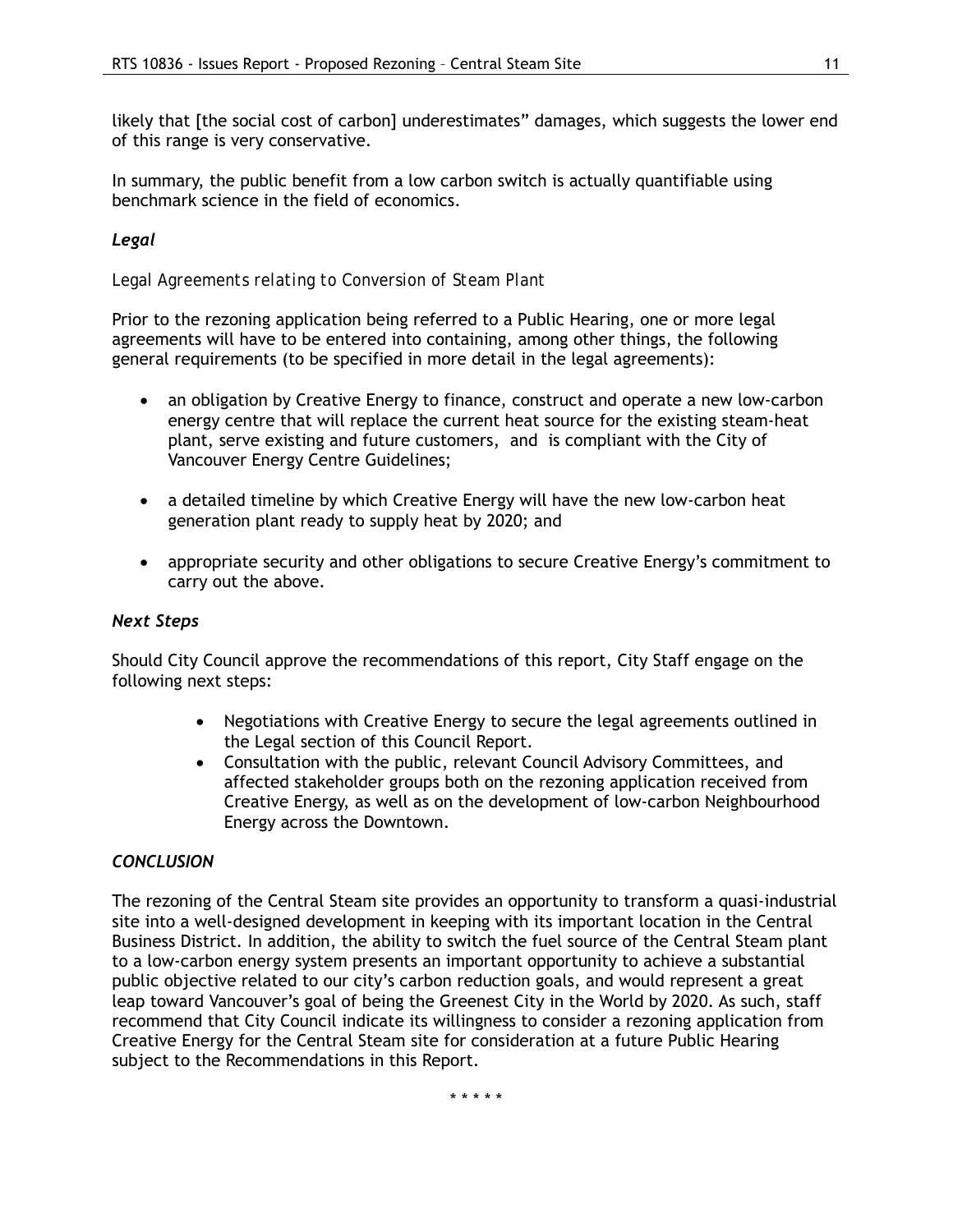likely that [the social cost of carbon] underestimates" damages, which suggests the lower end of this range is very conservative.

In summary, the public benefit from a low carbon switch is actually quantifiable using benchmark science in the field of economics.

### *Legal*

*Legal Agreements relating to Conversion of Steam Plant*

Prior to the rezoning application being referred to a Public Hearing, one or more legal agreements will have to be entered into containing, among other things, the following general requirements (to be specified in more detail in the legal agreements):

- an obligation by Creative Energy to finance, construct and operate a new low-carbon energy centre that will replace the current heat source for the existing steam-heat plant, serve existing and future customers, and is compliant with the City of Vancouver Energy Centre Guidelines;

- a detailed timeline by which Creative Energy will have the new low-carbon heat generation plant ready to supply heat by 2020; and

- appropriate security and other obligations to secure Creative Energy's commitment to carry out the above.

### *Next Steps*

Should City Council approve the recommendations of this report, City Staff engage on the following next steps:

- Negotiations with Creative Energy to secure the legal agreements outlined in the Legal section of this Council Report.
- Consultation with the public, relevant Council Advisory Committees, and affected stakeholder groups both on the rezoning application received from Creative Energy, as well as on the development of low-carbon Neighbourhood Energy across the Downtown.

### *CONCLUSION*

The rezoning of the Central Steam site provides an opportunity to transform a quasi-industrial site into a well-designed development in keeping with its important location in the Central Business District. In addition, the ability to switch the fuel source of the Central Steam plant to a low-carbon energy system presents an important opportunity to achieve a substantial public objective related to our city's carbon reduction goals, and would represent a great leap toward Vancouver's goal of being the Greenest City in the World by 2020. As such, staff recommend that City Council indicate its willingness to consider a rezoning application from Creative Energy for the Central Steam site for consideration at a future Public Hearing subject to the Recommendations in this Report.

\* \* \* \* \*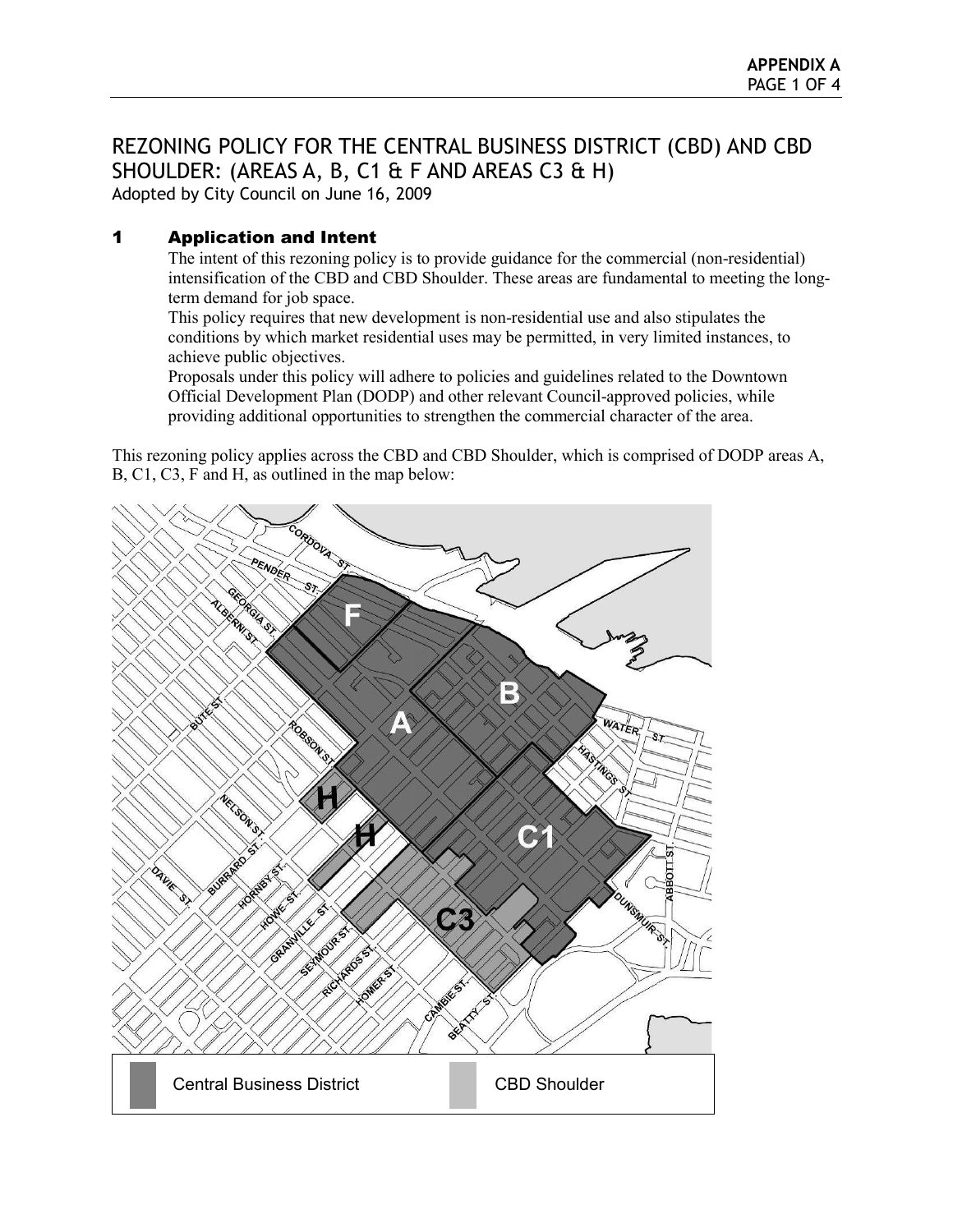# REZONING POLICY FOR THE CENTRAL BUSINESS DISTRICT (CBD) AND CBD SHOULDER: (AREAS A, B, C1 & F AND AREAS C3 & H)

Adopted by City Council on June 16, 2009

## 1 Application and Intent

The intent of this rezoning policy is to provide guidance for the commercial (non-residential) intensification of the CBD and CBD Shoulder. These areas are fundamental to meeting the long-term demand for job space.

This policy requires that new development is non-residential use and also stipulates the conditions by which market residential uses may be permitted, in very limited instances, to achieve public objectives.

Proposals under this policy will adhere to policies and guidelines related to the Downtown Official Development Plan (DODP) and other relevant Council-approved policies, while providing additional opportunities to strengthen the commercial character of the area.

This rezoning policy applies across the CBD and CBD Shoulder, which is comprised of DODP areas A, B, C1, C3, F and H, as outlined in the map below:

Central Business District | CBD Shoulder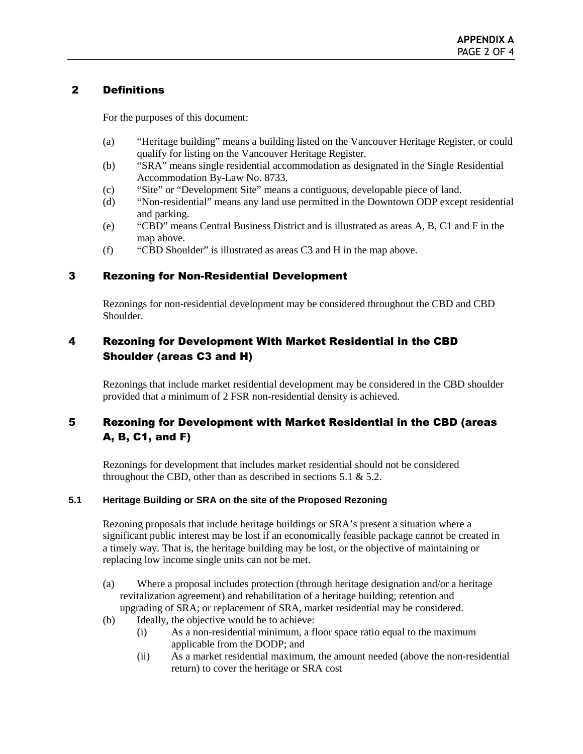## 2 Definitions

For the purposes of this document:

(a) "Heritage building" means a building listed on the Vancouver Heritage Register, or could qualify for listing on the Vancouver Heritage Register.
(b) "SRA" means single residential accommodation as designated in the Single Residential Accommodation By-Law No. 8733.
(c) "Site" or "Development Site" means a contiguous, developable piece of land.
(d) "Non-residential" means any land use permitted in the Downtown ODP except residential and parking.
(e) "CBD" means Central Business District and is illustrated as areas A, B, C1 and F in the map above.
(f) "CBD Shoulder" is illustrated as areas C3 and H in the map above.

## 3 Rezoning for Non-Residential Development

Rezonings for non-residential development may be considered throughout the CBD and CBD Shoulder.

## 4 Rezoning for Development With Market Residential in the CBD Shoulder (areas C3 and H)

Rezonings that include market residential development may be considered in the CBD shoulder provided that a minimum of 2 FSR non-residential density is achieved.

## 5 Rezoning for Development with Market Residential in the CBD (areas A, B, C1, and F)

Rezonings for development that includes market residential should not be considered throughout the CBD, other than as described in sections 5.1 & 5.2.

### 5.1 Heritage Building or SRA on the site of the Proposed Rezoning

Rezoning proposals that include heritage buildings or SRA's present a situation where a significant public interest may be lost if an economically feasible package cannot be created in a timely way. That is, the heritage building may be lost, or the objective of maintaining or replacing low income single units can not be met.

(a) Where a proposal includes protection (through heritage designation and/or a heritage revitalization agreement) and rehabilitation of a heritage building; retention and upgrading of SRA; or replacement of SRA, market residential may be considered.
(b) Ideally, the objective would be to achieve:
  (i) As a non-residential minimum, a floor space ratio equal to the maximum applicable from the DODP; and
  (ii) As a market residential maximum, the amount needed (above the non-residential return) to cover the heritage or SRA cost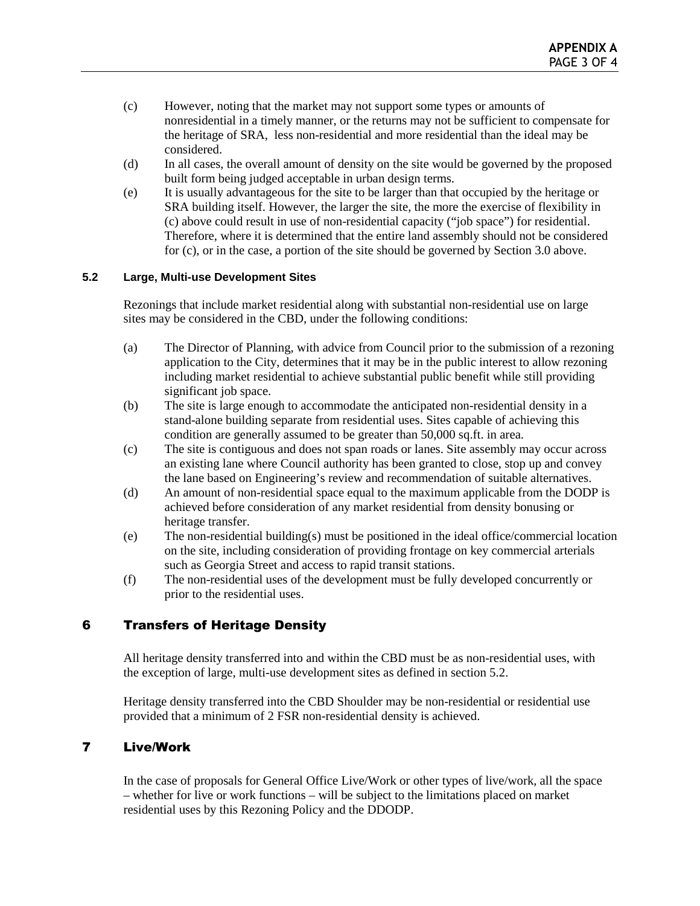(c) However, noting that the market may not support some types or amounts of nonresidential in a timely manner, or the returns may not be sufficient to compensate for the heritage of SRA, less non-residential and more residential than the ideal may be considered.

(d) In all cases, the overall amount of density on the site would be governed by the proposed built form being judged acceptable in urban design terms.

(e) It is usually advantageous for the site to be larger than that occupied by the heritage or SRA building itself. However, the larger the site, the more the exercise of flexibility in (c) above could result in use of non-residential capacity ("job space") for residential. Therefore, where it is determined that the entire land assembly should not be considered for (c), or in the case, a portion of the site should be governed by Section 3.0 above.

### 5.2 Large, Multi-use Development Sites

Rezonings that include market residential along with substantial non-residential use on large sites may be considered in the CBD, under the following conditions:

(a) The Director of Planning, with advice from Council prior to the submission of a rezoning application to the City, determines that it may be in the public interest to allow rezoning including market residential to achieve substantial public benefit while still providing significant job space.

(b) The site is large enough to accommodate the anticipated non-residential density in a stand-alone building separate from residential uses. Sites capable of achieving this condition are generally assumed to be greater than 50,000 sq.ft. in area.

(c) The site is contiguous and does not span roads or lanes. Site assembly may occur across an existing lane where Council authority has been granted to close, stop up and convey the lane based on Engineering's review and recommendation of suitable alternatives.

(d) An amount of non-residential space equal to the maximum applicable from the DODP is achieved before consideration of any market residential from density bonusing or heritage transfer.

(e) The non-residential building(s) must be positioned in the ideal office/commercial location on the site, including consideration of providing frontage on key commercial arterials such as Georgia Street and access to rapid transit stations.

(f) The non-residential uses of the development must be fully developed concurrently or prior to the residential uses.

## 6 Transfers of Heritage Density

All heritage density transferred into and within the CBD must be as non-residential uses, with the exception of large, multi-use development sites as defined in section 5.2.

Heritage density transferred into the CBD Shoulder may be non-residential or residential use provided that a minimum of 2 FSR non-residential density is achieved.

## 7 Live/Work

In the case of proposals for General Office Live/Work or other types of live/work, all the space – whether for live or work functions – will be subject to the limitations placed on market residential uses by this Rezoning Policy and the DDODP.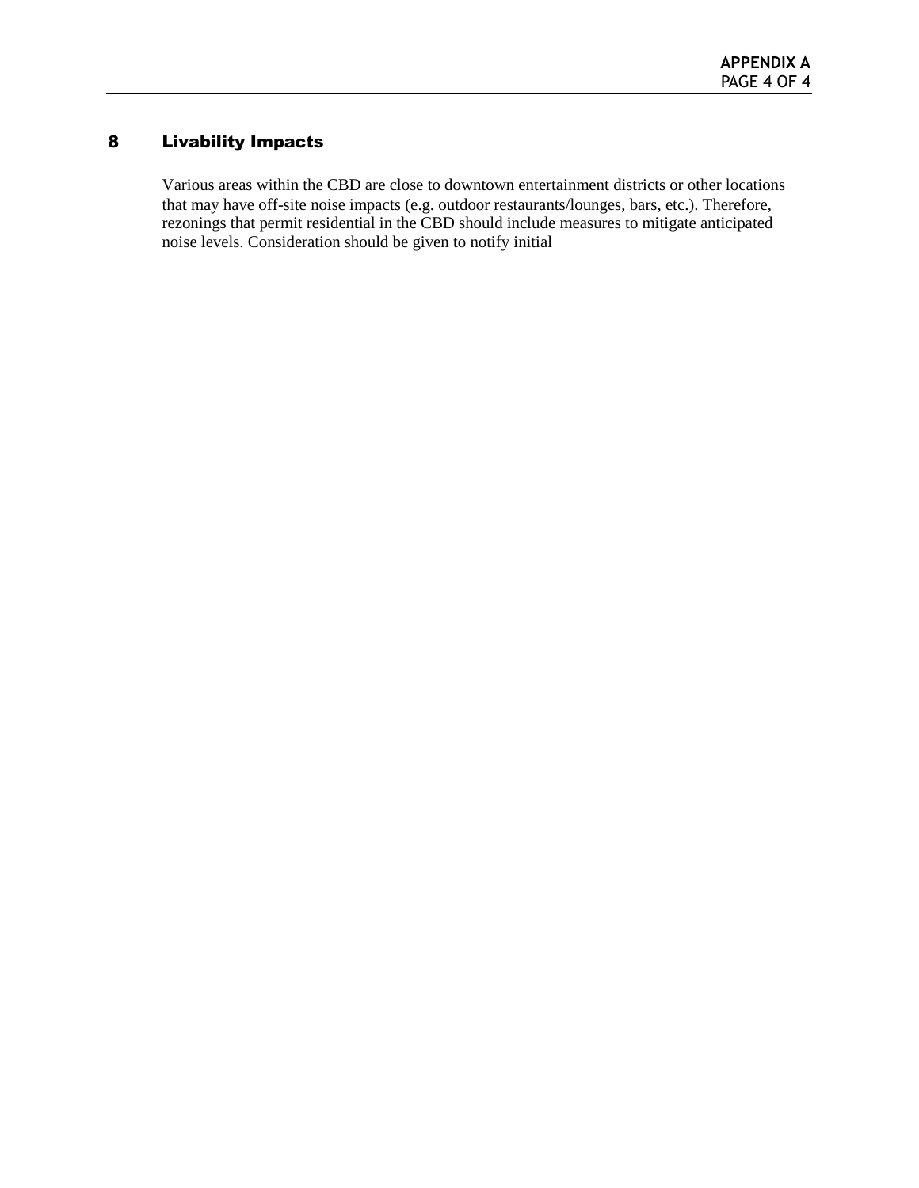## 8 Livability Impacts

Various areas within the CBD are close to downtown entertainment districts or other locations that may have off-site noise impacts (e.g. outdoor restaurants/lounges, bars, etc.). Therefore, rezonings that permit residential in the CBD should include measures to mitigate anticipated noise levels. Consideration should be given to notify initial